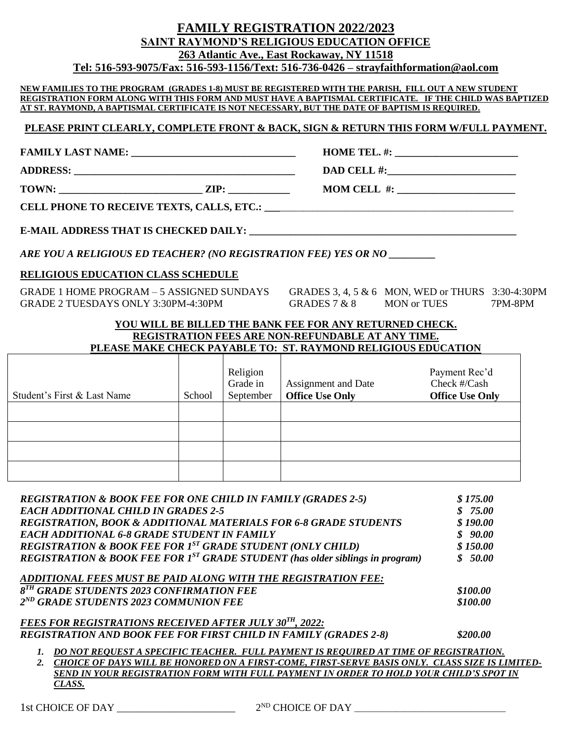# FAMILY REGISTRATION 2022/2023

## SAINT RAYMOND'S RELIGIOUS EDUCATION OFFICE

**263 Atlantic Ave., East Rockaway, NY 11518**

**Tel: 516-593-9075/Fax: 516-593-1156/Text: 516-736-0426 – strayfaithformation@aol.com**

**NEW FAMILIES TO THE PROGRAM (GRADES 1-8) MUST BE REGISTERED WITH THE PARISH, FILL OUT A NEW STUDENT REGISTRATION FORM ALONG WITH THIS FORM AND MUST HAVE A BAPTISMAL CERTIFICATE. IF THE CHILD WAS BAPTIZED AT ST. RAYMOND, A BAPTISMAL CERTIFICATE IS NOT NECESSARY, BUT THE DATE OF BAPTISM IS REQUIRED.**

**PLEASE PRINT CLEARLY, COMPLETE FRONT & BACK, SIGN & RETURN THIS FORM W/FULL PAYMENT.**

**FAMILY LAST NAME:** ________________________________ **HOME TEL. #:** ________________________

**ADDRESS:** ____________________________________________ **DAD CELL #:** _________________________

**TOWN:** ___________________________ **ZIP:** ____________ **MOM CELL #:** _______________________

**CELL PHONE TO RECEIVE TEXTS, CALLS, ETC.:** ________________________________________________

**E-MAIL ADDRESS THAT IS CHECKED DAILY:** ____________________________________________________

***ARE YOU A RELIGIOUS ED TEACHER? (NO REGISTRATION FEE) YES OR NO _________***

**RELIGIOUS EDUCATION CLASS SCHEDULE**

GRADE 1 HOME PROGRAM – 5 ASSIGNED SUNDAYS

GRADE 2 TUESDAYS ONLY 3:30PM-4:30PM

GRADES 3, 4, 5 & 6 MON, WED or THURS 3:30-4:30PM

GRADES 7 & 8 MON or TUES 7PM-8PM

**YOU WILL BE BILLED THE BANK FEE FOR ANY RETURNED CHECK.**
**REGISTRATION FEES ARE NON-REFUNDABLE AT ANY TIME.**
**PLEASE MAKE CHECK PAYABLE TO: ST. RAYMOND RELIGIOUS EDUCATION**

| Student's First & Last Name | School | Religion Grade in September | Assignment and Date **Office Use Only** | Payment Rec'd Check #/Cash **Office Use Only** |
|---|---|---|---|---|
| | | | | |
| | | | | |
| | | | | |
| | | | | |

| | |
|---|---|
| ***REGISTRATION & BOOK FEE FOR ONE CHILD IN FAMILY (GRADES 2-5)*** | ***$ 175.00*** |
| ***EACH ADDITIONAL CHILD IN GRADES 2-5*** | ***$ 75.00*** |
| ***REGISTRATION, BOOK & ADDITIONAL MATERIALS FOR 6-8 GRADE STUDENTS*** | ***$ 190.00*** |
| ***EACH ADDITIONAL 6-8 GRADE STUDENT IN FAMILY*** | ***$ 90.00*** |
| ***REGISTRATION & BOOK FEE FOR 1ST GRADE STUDENT (ONLY CHILD)*** | ***$ 150.00*** |
| ***REGISTRATION & BOOK FEE FOR 1ST GRADE STUDENT (has older siblings in program)*** | ***$ 50.00*** |

***ADDITIONAL FEES MUST BE PAID ALONG WITH THE REGISTRATION FEE:***

| | |
|---|---|
| ***8TH GRADE STUDENTS 2023 CONFIRMATION FEE*** | ***$100.00*** |
| ***2ND GRADE STUDENTS 2023 COMMUNION FEE*** | ***$100.00*** |

***FEES FOR REGISTRATIONS RECEIVED AFTER JULY 30TH, 2022:***

| | |
|---|---|
| ***REGISTRATION AND BOOK FEE FOR FIRST CHILD IN FAMILY (GRADES 2-8)*** | ***$200.00*** |

1. ***DO NOT REQUEST A SPECIFIC TEACHER. FULL PAYMENT IS REQUIRED AT TIME OF REGISTRATION.***
2. ***CHOICE OF DAYS WILL BE HONORED ON A FIRST-COME, FIRST-SERVE BASIS ONLY. CLASS SIZE IS LIMITED-SEND IN YOUR REGISTRATION FORM WITH FULL PAYMENT IN ORDER TO HOLD YOUR CHILD'S SPOT IN CLASS.***

1st CHOICE OF DAY _______________________ 2ND CHOICE OF DAY ______________________________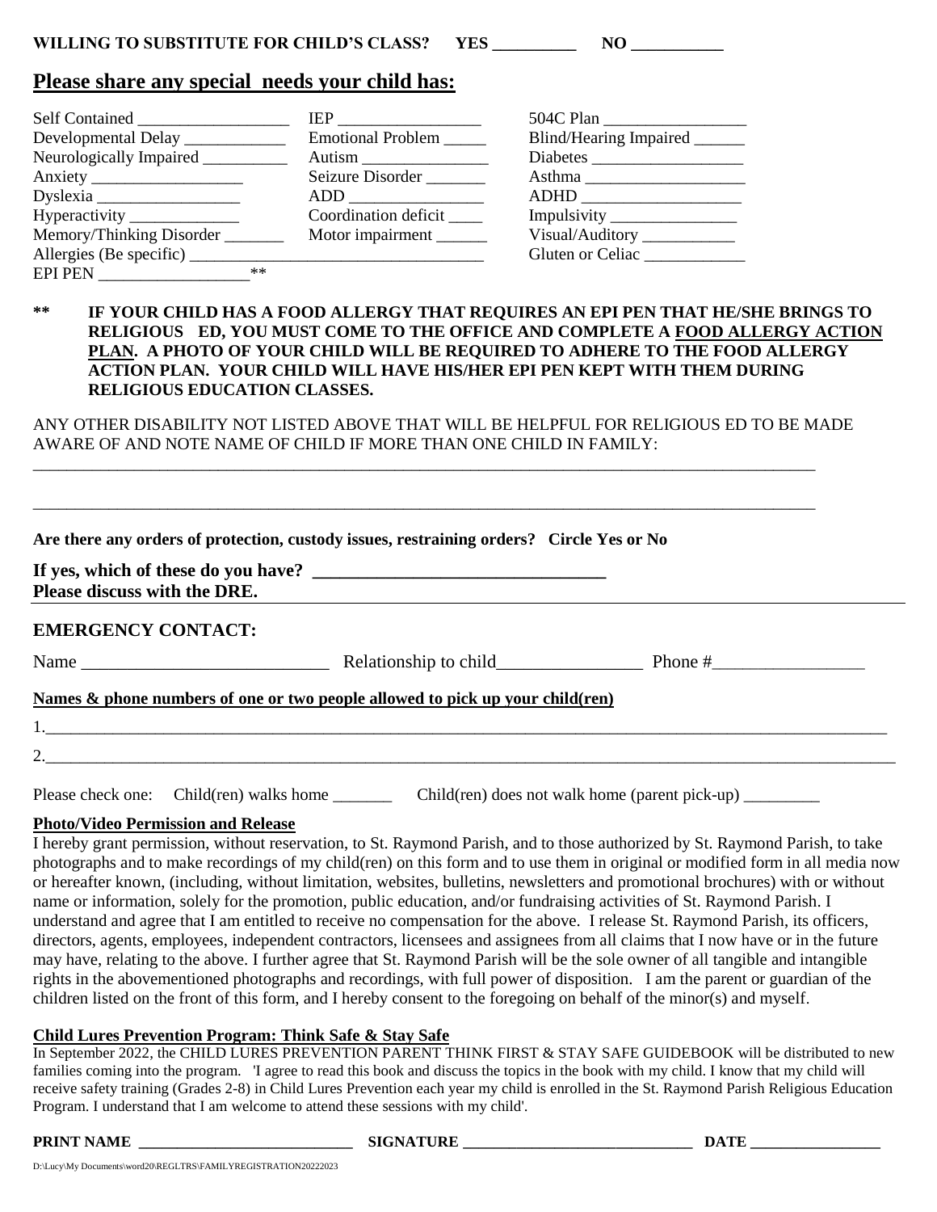**WILLING TO SUBSTITUTE FOR CHILD'S CLASS? YES __________ NO ___________**

## Please share any special needs your child has:

| | | |
|---|---|---|
| Self Contained __________________ | IEP _________________ | 504C Plan _________________ |
| Developmental Delay ____________ | Emotional Problem _____ | Blind/Hearing Impaired ______ |
| Neurologically Impaired __________ | Autism _______________ | Diabetes __________________ |
| Anxiety ___________________ | Seizure Disorder _______ | Asthma ___________________ |
| Dyslexia _________________ | ADD ________________ | ADHD ___________________ |
| Hyperactivity _____________ | Coordination deficit ____ | Impulsivity _______________ |
| Memory/Thinking Disorder _______ | Motor impairment ______ | Visual/Auditory ___________ |
| Allergies (Be specific) ___________________________________ | | Gluten or Celiac ____________ |
| EPI PEN _________________** | | |

**\*\* IF YOUR CHILD HAS A FOOD ALLERGY THAT REQUIRES AN EPI PEN THAT HE/SHE BRINGS TO RELIGIOUS ED, YOU MUST COME TO THE OFFICE AND COMPLETE A FOOD ALLERGY ACTION PLAN. A PHOTO OF YOUR CHILD WILL BE REQUIRED TO ADHERE TO THE FOOD ALLERGY ACTION PLAN. YOUR CHILD WILL HAVE HIS/HER EPI PEN KEPT WITH THEM DURING RELIGIOUS EDUCATION CLASSES.**

ANY OTHER DISABILITY NOT LISTED ABOVE THAT WILL BE HELPFUL FOR RELIGIOUS ED TO BE MADE AWARE OF AND NOTE NAME OF CHILD IF MORE THAN ONE CHILD IN FAMILY:

_____________________________________________________________________________________________

_____________________________________________________________________________________________

**Are there any orders of protection, custody issues, restraining orders? Circle Yes or No**

**If yes, which of these do you have? _________________________________**
**Please discuss with the DRE.**

## EMERGENCY CONTACT:

Name ____________________________ Relationship to child________________ Phone #_________________

**Names & phone numbers of one or two people allowed to pick up your child(ren)**

1.____________________________________________________________________________________________

2.____________________________________________________________________________________________

Please check one: Child(ren) walks home _______ Child(ren) does not walk home (parent pick-up) _________

**Photo/Video Permission and Release**

I hereby grant permission, without reservation, to St. Raymond Parish, and to those authorized by St. Raymond Parish, to take photographs and to make recordings of my child(ren) on this form and to use them in original or modified form in all media now or hereafter known, (including, without limitation, websites, bulletins, newsletters and promotional brochures) with or without name or information, solely for the promotion, public education, and/or fundraising activities of St. Raymond Parish. I understand and agree that I am entitled to receive no compensation for the above. I release St. Raymond Parish, its officers, directors, agents, employees, independent contractors, licensees and assignees from all claims that I now have or in the future may have, relating to the above. I further agree that St. Raymond Parish will be the sole owner of all tangible and intangible rights in the abovementioned photographs and recordings, with full power of disposition. I am the parent or guardian of the children listed on the front of this form, and I hereby consent to the foregoing on behalf of the minor(s) and myself.

**Child Lures Prevention Program: Think Safe & Stay Safe**

In September 2022, the CHILD LURES PREVENTION PARENT THINK FIRST & STAY SAFE GUIDEBOOK will be distributed to new families coming into the program. 'I agree to read this book and discuss the topics in the book with my child. I know that my child will receive safety training (Grades 2-8) in Child Lures Prevention each year my child is enrolled in the St. Raymond Parish Religious Education Program. I understand that I am welcome to attend these sessions with my child'.

**PRINT NAME ____________________________ SIGNATURE ______________________________ DATE _________________**

D:\Lucy\My Documents\word20\REGLTRS\FAMILYREGISTRATION20222023